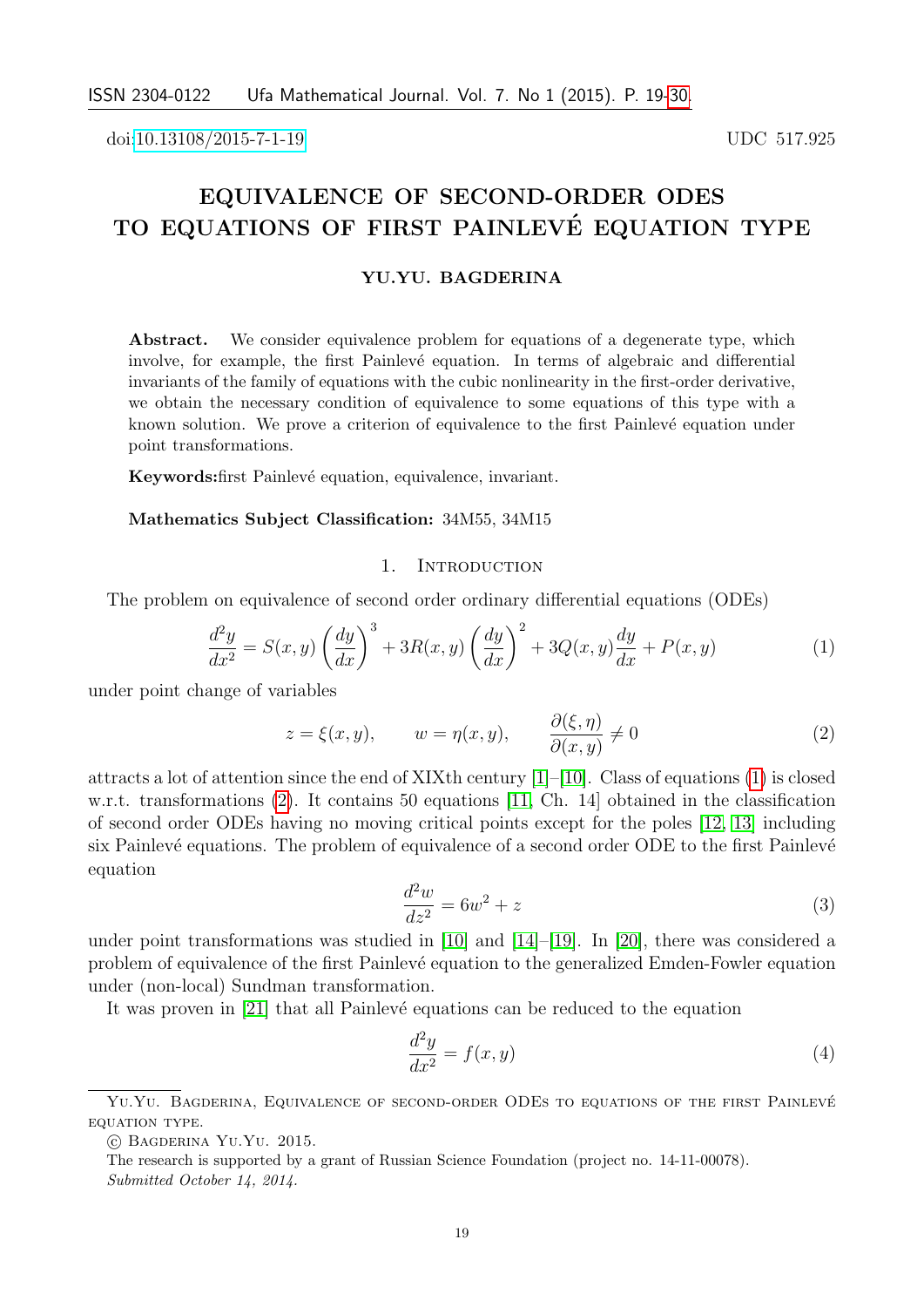doi:10.13108/2015-7-1-19

UDC 517.925

# EQUIVALENCE OF SECOND-ORDER ODES TO EQUATIONS OF FIRST PAINLEVÉ EQUATION TYPE

**YU.YU. BAGDERINA**

**Abstract.** We consider equivalence problem for equations of a degenerate type, which involve, for example, the first Painlevé equation. In terms of algebraic and differential invariants of the family of equations with the cubic nonlinearity in the first-order derivative, we obtain the necessary condition of equivalence to some equations of this type with a known solution. We prove a criterion of equivalence to the first Painlevé equation under point transformations.

**Keywords:** first Painlevé equation, equivalence, invariant.

**Mathematics Subject Classification:** 34M55, 34M15

## 1. Introduction

The problem on equivalence of second order ordinary differential equations (ODEs)

$$\frac{d^2y}{dx^2} = S(x,y)\left(\frac{dy}{dx}\right)^3 + 3R(x,y)\left(\frac{dy}{dx}\right)^2 + 3Q(x,y)\frac{dy}{dx} + P(x,y) \tag{1}$$

under point change of variables

$$z = \xi(x,y), \qquad w = \eta(x,y), \qquad \frac{\partial(\xi,\eta)}{\partial(x,y)} \neq 0 \tag{2}$$

attracts a lot of attention since the end of XIXth century [1]–[10]. Class of equations (1) is closed w.r.t. transformations (2). It contains 50 equations [11, Ch. 14] obtained in the classification of second order ODEs having no moving critical points except for the poles [12, 13] including six Painlevé equations. The problem of equivalence of a second order ODE to the first Painlevé equation

$$\frac{d^2w}{dz^2} = 6w^2 + z \tag{3}$$

under point transformations was studied in [10] and [14]–[19]. In [20], there was considered a problem of equivalence of the first Painlevé equation to the generalized Emden-Fowler equation under (non-local) Sundman transformation.

It was proven in [21] that all Painlevé equations can be reduced to the equation

$$\frac{d^2y}{dx^2} = f(x,y) \tag{4}$$

---

Yu.Yu. Bagderina, Equivalence of second-order ODEs to equations of the first Painlevé equation type.

© Bagderina Yu.Yu. 2015.

The research is supported by a grant of Russian Science Foundation (project no. 14-11-00078).

*Submitted October 14, 2014.*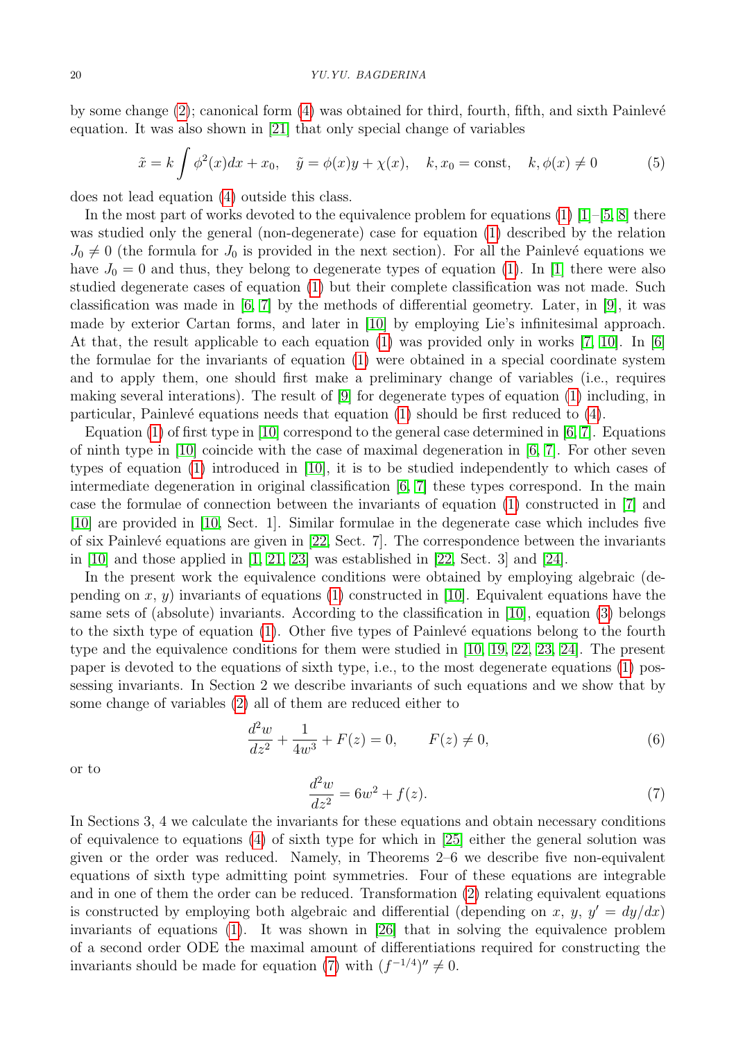by some change (2); canonical form (4) was obtained for third, fourth, fifth, and sixth Painlevé equation. It was also shown in [21] that only special change of variables

$$\tilde{x} = k \int \phi^2(x) dx + x_0, \quad \tilde{y} = \phi(x) y + \chi(x), \quad k, x_0 = \text{const}, \quad k, \phi(x) \neq 0 \tag{5}$$

does not lead equation (4) outside this class.

In the most part of works devoted to the equivalence problem for equations (1) [1]–[5, 8] there was studied only the general (non-degenerate) case for equation (1) described by the relation $J_0 \neq 0$ (the formula for $J_0$ is provided in the next section). For all the Painlevé equations we have $J_0 = 0$ and thus, they belong to degenerate types of equation (1). In [1] there were also studied degenerate cases of equation (1) but their complete classification was not made. Such classification was made in [6, 7] by the methods of differential geometry. Later, in [9], it was made by exterior Cartan forms, and later in [10] by employing Lie's infinitesimal approach. At that, the result applicable to each equation (1) was provided only in works [7, 10]. In [6] the formulae for the invariants of equation (1) were obtained in a special coordinate system and to apply them, one should first make a preliminary change of variables (i.e., requires making several interations). The result of [9] for degenerate types of equation (1) including, in particular, Painlevé equations needs that equation (1) should be first reduced to (4).

Equation (1) of first type in [10] correspond to the general case determined in [6, 7]. Equations of ninth type in [10] coincide with the case of maximal degeneration in [6, 7]. For other seven types of equation (1) introduced in [10], it is to be studied independently to which cases of intermediate degeneration in original classification [6, 7] these types correspond. In the main case the formulae of connection between the invariants of equation (1) constructed in [7] and [10] are provided in [10, Sect. 1]. Similar formulae in the degenerate case which includes five of six Painlevé equations are given in [22, Sect. 7]. The correspondence between the invariants in [10] and those applied in [1, 21, 23] was established in [22, Sect. 3] and [24].

In the present work the equivalence conditions were obtained by employing algebraic (depending on $x$, $y$) invariants of equations (1) constructed in [10]. Equivalent equations have the same sets of (absolute) invariants. According to the classification in [10], equation (3) belongs to the sixth type of equation (1). Other five types of Painlevé equations belong to the fourth type and the equivalence conditions for them were studied in [10, 19, 22, 23, 24]. The present paper is devoted to the equations of sixth type, i.e., to the most degenerate equations (1) possessing invariants. In Section 2 we describe invariants of such equations and we show that by some change of variables (2) all of them are reduced either to

$$\frac{d^2w}{dz^2} + \frac{1}{4w^3} + F(z) = 0, \qquad F(z) \neq 0, \tag{6}$$

or to

$$\frac{d^2w}{dz^2} = 6w^2 + f(z). \tag{7}$$

In Sections 3, 4 we calculate the invariants for these equations and obtain necessary conditions of equivalence to equations (4) of sixth type for which in [25] either the general solution was given or the order was reduced. Namely, in Theorems 2–6 we describe five non-equivalent equations of sixth type admitting point symmetries. Four of these equations are integrable and in one of them the order can be reduced. Transformation (2) relating equivalent equations is constructed by employing both algebraic and differential (depending on $x$, $y$, $y' = dy/dx$) invariants of equations (1). It was shown in [26] that in solving the equivalence problem of a second order ODE the maximal amount of differentiations required for constructing the invariants should be made for equation (7) with $(f^{-1/4})'' \neq 0$.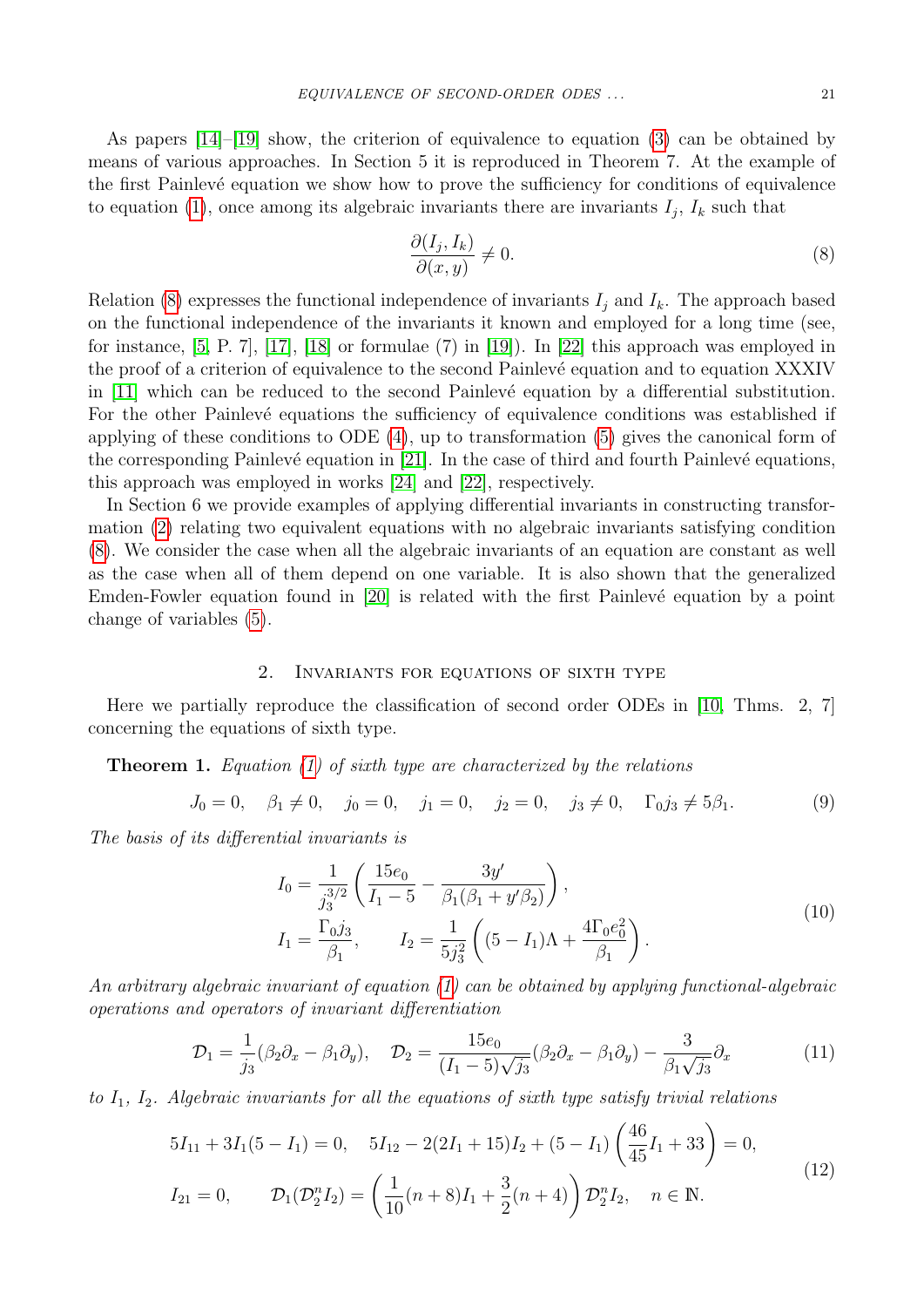As papers [14]–[19] show, the criterion of equivalence to equation (3) can be obtained by means of various approaches. In Section 5 it is reproduced in Theorem 7. At the example of the first Painlevé equation we show how to prove the sufficiency for conditions of equivalence to equation (1), once among its algebraic invariants there are invariants $I_j$, $I_k$ such that

$$\frac{\partial(I_j, I_k)}{\partial(x, y)} \neq 0. \tag{8}$$

Relation (8) expresses the functional independence of invariants $I_j$ and $I_k$. The approach based on the functional independence of the invariants it known and employed for a long time (see, for instance, [5, P. 7], [17], [18] or formulae (7) in [19]). In [22] this approach was employed in the proof of a criterion of equivalence to the second Painlevé equation and to equation XXXIV in [11] which can be reduced to the second Painlevé equation by a differential substitution. For the other Painlevé equations the sufficiency of equivalence conditions was established if applying of these conditions to ODE (4), up to transformation (5) gives the canonical form of the corresponding Painlevé equation in [21]. In the case of third and fourth Painlevé equations, this approach was employed in works [24] and [22], respectively.

In Section 6 we provide examples of applying differential invariants in constructing transformation (2) relating two equivalent equations with no algebraic invariants satisfying condition (8). We consider the case when all the algebraic invariants of an equation are constant as well as the case when all of them depend on one variable. It is also shown that the generalized Emden-Fowler equation found in [20] is related with the first Painlevé equation by a point change of variables (5).

## 2. Invariants for equations of sixth type

Here we partially reproduce the classification of second order ODEs in [10, Thms. 2, 7] concerning the equations of sixth type.

**Theorem 1.** *Equation (1) of sixth type are characterized by the relations*

$$J_0 = 0, \quad \beta_1 \neq 0, \quad j_0 = 0, \quad j_1 = 0, \quad j_2 = 0, \quad j_3 \neq 0, \quad \Gamma_0 j_3 \neq 5\beta_1. \tag{9}$$

*The basis of its differential invariants is*

$$\begin{gathered} I_0 = \frac{1}{j_3^{3/2}} \left( \frac{15 e_0}{I_1 - 5} - \frac{3y'}{\beta_1(\beta_1 + y'\beta_2)} \right), \\ I_1 = \frac{\Gamma_0 j_3}{\beta_1}, \qquad I_2 = \frac{1}{5 j_3^2} \left( (5 - I_1)\Lambda + \frac{4\Gamma_0 e_0^2}{\beta_1} \right). \end{gathered} \tag{10}$$

*An arbitrary algebraic invariant of equation (1) can be obtained by applying functional-algebraic operations and operators of invariant differentiation*

$$\mathcal{D}_1 = \frac{1}{j_3}(\beta_2 \partial_x - \beta_1 \partial_y), \quad \mathcal{D}_2 = \frac{15 e_0}{(I_1 - 5)\sqrt{j_3}}(\beta_2 \partial_x - \beta_1 \partial_y) - \frac{3}{\beta_1 \sqrt{j_3}} \partial_x \tag{11}$$

*to $I_1$, $I_2$. Algebraic invariants for all the equations of sixth type satisfy trivial relations*

$$\begin{gathered} 5I_{11} + 3I_1(5 - I_1) = 0, \quad 5I_{12} - 2(2I_1 + 15)I_2 + (5 - I_1)\left(\frac{46}{45} I_1 + 33\right) = 0, \\ I_{21} = 0, \qquad \mathcal{D}_1(\mathcal{D}_2^n I_2) = \left( \frac{1}{10}(n + 8)I_1 + \frac{3}{2}(n + 4) \right) \mathcal{D}_2^n I_2, \quad n \in \mathbb{N}. \end{gathered} \tag{12}$$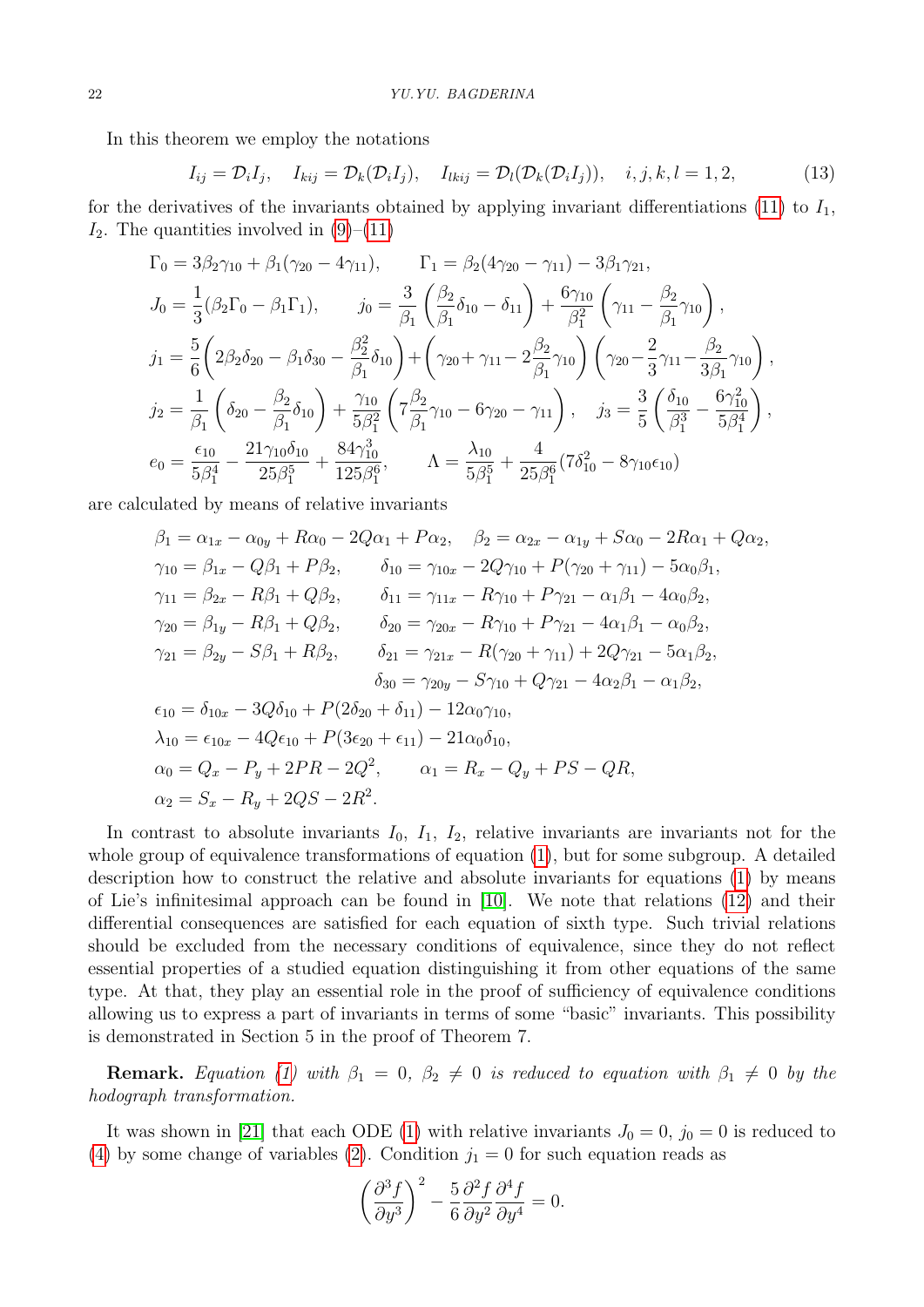In this theorem we employ the notations

$$I_{ij} = \mathcal{D}_i I_j, \quad I_{kij} = \mathcal{D}_k(\mathcal{D}_i I_j), \quad I_{lkij} = \mathcal{D}_l(\mathcal{D}_k(\mathcal{D}_i I_j)), \quad i,j,k,l = 1,2, \tag{13}$$

for the derivatives of the invariants obtained by applying invariant differentiations (11) to $I_1$, $I_2$. The quantities involved in (9)–(11)

$$\Gamma_0 = 3\beta_2\gamma_{10} + \beta_1(\gamma_{20} - 4\gamma_{11}), \qquad \Gamma_1 = \beta_2(4\gamma_{20} - \gamma_{11}) - 3\beta_1\gamma_{21},$$

$$J_0 = \frac{1}{3}(\beta_2\Gamma_0 - \beta_1\Gamma_1), \qquad j_0 = \frac{3}{\beta_1}\left(\frac{\beta_2}{\beta_1}\delta_{10} - \delta_{11}\right) + \frac{6\gamma_{10}}{\beta_1^2}\left(\gamma_{11} - \frac{\beta_2}{\beta_1}\gamma_{10}\right),$$

$$j_1 = \frac{5}{6}\left(2\beta_2\delta_{20} - \beta_1\delta_{30} - \frac{\beta_2^2}{\beta_1}\delta_{10}\right) + \left(\gamma_{20} + \gamma_{11} - 2\frac{\beta_2}{\beta_1}\gamma_{10}\right)\left(\gamma_{20} - \frac{2}{3}\gamma_{11} - \frac{\beta_2}{3\beta_1}\gamma_{10}\right),$$

$$j_2 = \frac{1}{\beta_1}\left(\delta_{20} - \frac{\beta_2}{\beta_1}\delta_{10}\right) + \frac{\gamma_{10}}{5\beta_1^2}\left(7\frac{\beta_2}{\beta_1}\gamma_{10} - 6\gamma_{20} - \gamma_{11}\right), \quad j_3 = \frac{3}{5}\left(\frac{\delta_{10}}{\beta_1^3} - \frac{6\gamma_{10}^2}{5\beta_1^4}\right),$$

$$e_0 = \frac{\epsilon_{10}}{5\beta_1^4} - \frac{21\gamma_{10}\delta_{10}}{25\beta_1^5} + \frac{84\gamma_{10}^3}{125\beta_1^6}, \qquad \Lambda = \frac{\lambda_{10}}{5\beta_1^5} + \frac{4}{25\beta_1^6}(7\delta_{10}^2 - 8\gamma_{10}\epsilon_{10})$$

are calculated by means of relative invariants

$$\beta_1 = \alpha_{1x} - \alpha_{0y} + R\alpha_0 - 2Q\alpha_1 + P\alpha_2, \quad \beta_2 = \alpha_{2x} - \alpha_{1y} + S\alpha_0 - 2R\alpha_1 + Q\alpha_2,$$

$$\gamma_{10} = \beta_{1x} - Q\beta_1 + P\beta_2, \qquad \delta_{10} = \gamma_{10x} - 2Q\gamma_{10} + P(\gamma_{20} + \gamma_{11}) - 5\alpha_0\beta_1,$$

$$\gamma_{11} = \beta_{2x} - R\beta_1 + Q\beta_2, \qquad \delta_{11} = \gamma_{11x} - R\gamma_{10} + P\gamma_{21} - \alpha_1\beta_1 - 4\alpha_0\beta_2,$$

$$\gamma_{20} = \beta_{1y} - R\beta_1 + Q\beta_2, \qquad \delta_{20} = \gamma_{20x} - R\gamma_{10} + P\gamma_{21} - 4\alpha_1\beta_1 - \alpha_0\beta_2,$$

$$\gamma_{21} = \beta_{2y} - S\beta_1 + R\beta_2, \qquad \delta_{21} = \gamma_{21x} - R(\gamma_{20} + \gamma_{11}) + 2Q\gamma_{21} - 5\alpha_1\beta_2,$$

$$\delta_{30} = \gamma_{20y} - S\gamma_{10} + Q\gamma_{21} - 4\alpha_2\beta_1 - \alpha_1\beta_2,$$

$$\epsilon_{10} = \delta_{10x} - 3Q\delta_{10} + P(2\delta_{20} + \delta_{11}) - 12\alpha_0\gamma_{10},$$

$$\lambda_{10} = \epsilon_{10x} - 4Q\epsilon_{10} + P(3\epsilon_{20} + \epsilon_{11}) - 21\alpha_0\delta_{10},$$

$$\alpha_0 = Q_x - P_y + 2PR - 2Q^2, \qquad \alpha_1 = R_x - Q_y + PS - QR,$$

$$\alpha_2 = S_x - R_y + 2QS - 2R^2.$$

In contrast to absolute invariants $I_0$, $I_1$, $I_2$, relative invariants are invariants not for the whole group of equivalence transformations of equation (1), but for some subgroup. A detailed description how to construct the relative and absolute invariants for equations (1) by means of Lie's infinitesimal approach can be found in [10]. We note that relations (12) and their differential consequences are satisfied for each equation of sixth type. Such trivial relations should be excluded from the necessary conditions of equivalence, since they do not reflect essential properties of a studied equation distinguishing it from other equations of the same type. At that, they play an essential role in the proof of sufficiency of equivalence conditions allowing us to express a part of invariants in terms of some "basic" invariants. This possibility is demonstrated in Section 5 in the proof of Theorem 7.

**Remark.** *Equation (1) with $\beta_1 = 0$, $\beta_2 \neq 0$ is reduced to equation with $\beta_1 \neq 0$ by the hodograph transformation.*

It was shown in [21] that each ODE (1) with relative invariants $J_0 = 0$, $j_0 = 0$ is reduced to (4) by some change of variables (2). Condition $j_1 = 0$ for such equation reads as

$$\left(\frac{\partial^3 f}{\partial y^3}\right)^2 - \frac{5}{6}\frac{\partial^2 f}{\partial y^2}\frac{\partial^4 f}{\partial y^4} = 0.$$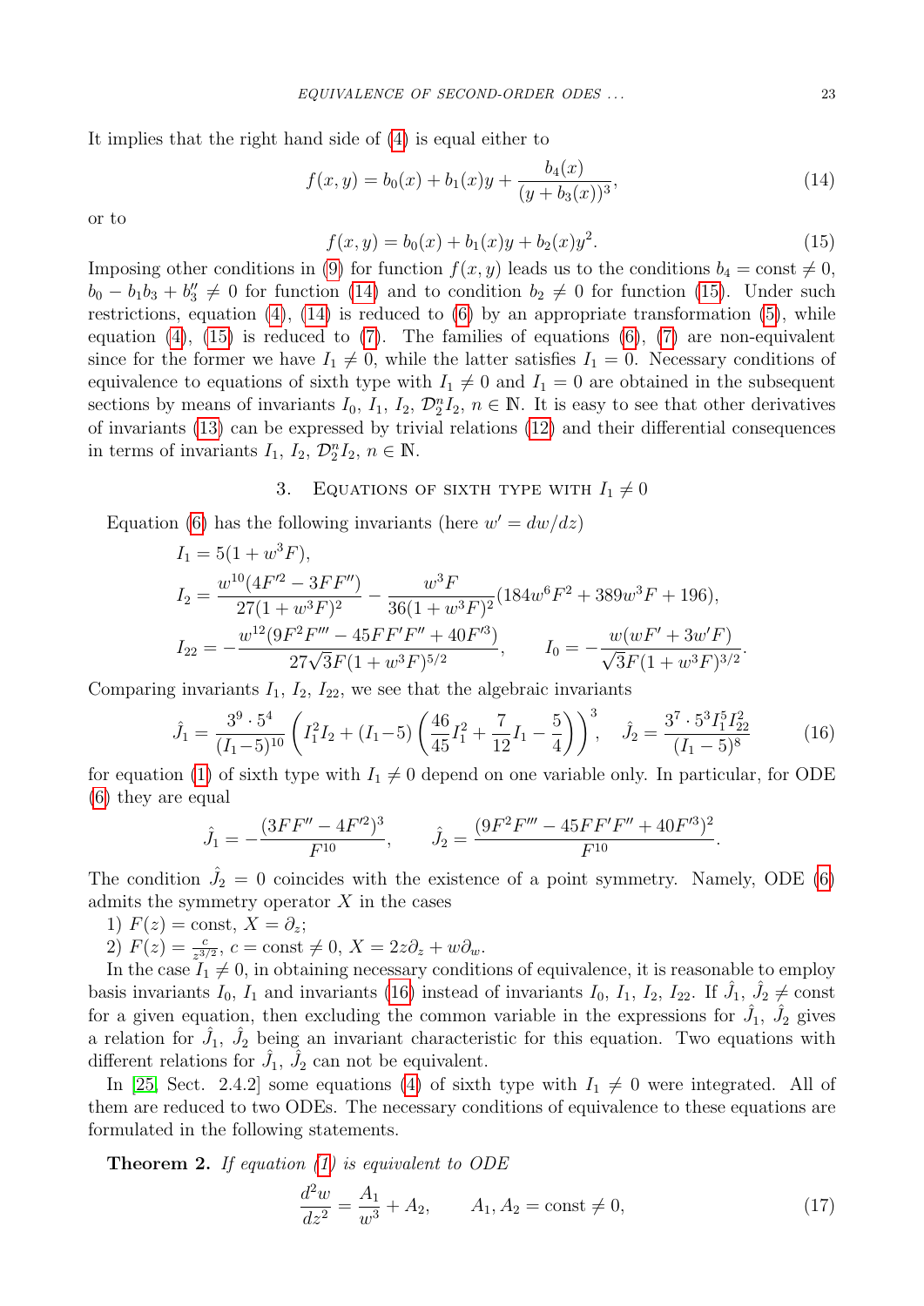It implies that the right hand side of (4) is equal either to

$$f(x,y) = b_0(x) + b_1(x)y + \frac{b_4(x)}{(y+b_3(x))^3}, \tag{14}$$

or to

$$f(x,y) = b_0(x) + b_1(x)y + b_2(x)y^2. \tag{15}$$

Imposing other conditions in (9) for function $f(x,y)$ leads us to the conditions $b_4 = \text{const} \neq 0$, $b_0 - b_1 b_3 + b_3'' \neq 0$ for function (14) and to condition $b_2 \neq 0$ for function (15). Under such restrictions, equation (4), (14) is reduced to (6) by an appropriate transformation (5), while equation (4), (15) is reduced to (7). The families of equations (6), (7) are non-equivalent since for the former we have $I_1 \neq 0$, while the latter satisfies $I_1 = 0$. Necessary conditions of equivalence to equations of sixth type with $I_1 \neq 0$ and $I_1 = 0$ are obtained in the subsequent sections by means of invariants $I_0$, $I_1$, $I_2$, $\mathcal{D}_2^n I_2$, $n \in \mathbb{N}$. It is easy to see that other derivatives of invariants (13) can be expressed by trivial relations (12) and their differential consequences in terms of invariants $I_1$, $I_2$, $\mathcal{D}_2^n I_2$, $n \in \mathbb{N}$.

## 3. Equations of sixth type with $I_1 \neq 0$

Equation (6) has the following invariants (here $w' = dw/dz$)

$$I_1 = 5(1 + w^3 F),$$

$$I_2 = \frac{w^{10}(4F'^2 - 3FF'')}{27(1+w^3F)^2} - \frac{w^3 F}{36(1+w^3F)^2}(184 w^6 F^2 + 389 w^3 F + 196),$$

$$I_{22} = -\frac{w^{12}(9F^2F''' - 45FF'F'' + 40F'^3)}{27\sqrt{3}F(1+w^3F)^{5/2}}, \qquad I_0 = -\frac{w(wF' + 3w'F)}{\sqrt{3}F(1+w^3F)^{3/2}}.$$

Comparing invariants $I_1$, $I_2$, $I_{22}$, we see that the algebraic invariants

$$\hat{J}_1 = \frac{3^9 \cdot 5^4}{(I_1 - 5)^{10}} \left( I_1^2 I_2 + (I_1 - 5)\left( \frac{46}{45} I_1^2 + \frac{7}{12} I_1 - \frac{5}{4} \right) \right)^3, \quad \hat{J}_2 = \frac{3^7 \cdot 5^3 I_1^5 I_{22}^2}{(I_1 - 5)^8} \tag{16}$$

for equation (1) of sixth type with $I_1 \neq 0$ depend on one variable only. In particular, for ODE (6) they are equal

$$\hat{J}_1 = -\frac{(3FF'' - 4F'^2)^3}{F^{10}}, \qquad \hat{J}_2 = \frac{(9F^2F''' - 45FF'F'' + 40F'^3)^2}{F^{10}}.$$

The condition $\hat{J}_2 = 0$ coincides with the existence of a point symmetry. Namely, ODE (6) admits the symmetry operator $X$ in the cases

1) $F(z) = \text{const}$, $X = \partial_z$;

2) $F(z) = \frac{c}{z^{3/2}}$, $c = \text{const} \neq 0$, $X = 2z\partial_z + w\partial_w$.

In the case $I_1 \neq 0$, in obtaining necessary conditions of equivalence, it is reasonable to employ basis invariants $I_0$, $I_1$ and invariants (16) instead of invariants $I_0$, $I_1$, $I_2$, $I_{22}$. If $\hat{J}_1$, $\hat{J}_2 \neq \text{const}$ for a given equation, then excluding the common variable in the expressions for $\hat{J}_1$, $\hat{J}_2$ gives a relation for $\hat{J}_1$, $\hat{J}_2$ being an invariant characteristic for this equation. Two equations with different relations for $\hat{J}_1$, $\hat{J}_2$ can not be equivalent.

In [25, Sect. 2.4.2] some equations (4) of sixth type with $I_1 \neq 0$ were integrated. All of them are reduced to two ODEs. The necessary conditions of equivalence to these equations are formulated in the following statements.

**Theorem 2.** *If equation (1) is equivalent to ODE*

$$\frac{d^2 w}{dz^2} = \frac{A_1}{w^3} + A_2, \qquad A_1, A_2 = \text{const} \neq 0, \tag{17}$$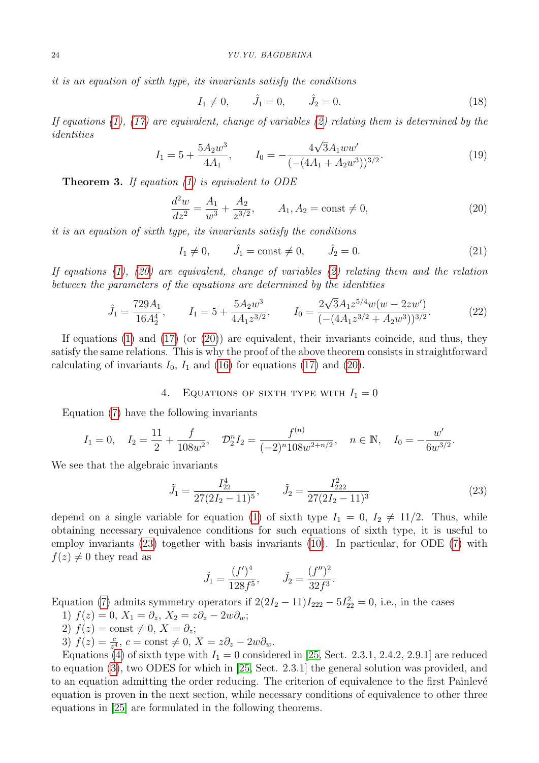*it is an equation of sixth type, its invariants satisfy the conditions*

$$I_1 \neq 0, \qquad \hat{J}_1 = 0, \qquad \hat{J}_2 = 0. \tag{18}$$

*If equations (1), (17) are equivalent, change of variables (2) relating them is determined by the identities*

$$I_1 = 5 + \frac{5A_2 w^3}{4A_1}, \qquad I_0 = -\frac{4\sqrt{3}A_1 w w'}{(-(4A_1 + A_2 w^3))^{3/2}}. \tag{19}$$

**Theorem 3.** *If equation (1) is equivalent to ODE*

$$\frac{d^2 w}{dz^2} = \frac{A_1}{w^3} + \frac{A_2}{z^{3/2}}, \qquad A_1, A_2 = \mathrm{const} \neq 0, \tag{20}$$

*it is an equation of sixth type, its invariants satisfy the conditions*

$$I_1 \neq 0, \qquad \hat{J}_1 = \mathrm{const} \neq 0, \qquad \hat{J}_2 = 0. \tag{21}$$

*If equations (1), (20) are equivalent, change of variables (2) relating them and the relation between the parameters of the equations are determined by the identities*

$$\hat{J}_1 = \frac{729A_1}{16A_2^4}, \qquad I_1 = 5 + \frac{5A_2 w^3}{4A_1 z^{3/2}}, \qquad I_0 = \frac{2\sqrt{3}A_1 z^{5/4} w(w - 2zw')}{(-(4A_1 z^{3/2} + A_2 w^3))^{3/2}}. \tag{22}$$

If equations (1) and (17) (or (20)) are equivalent, their invariants coincide, and thus, they satisfy the same relations. This is why the proof of the above theorem consists in straightforward calculating of invariants $I_0$, $I_1$ and (16) for equations (17) and (20).

## 4. Equations of sixth type with $I_1 = 0$

Equation (7) have the following invariants

$$I_1 = 0, \quad I_2 = \frac{11}{2} + \frac{f}{108w^2}, \quad \mathcal{D}_2^n I_2 = \frac{f^{(n)}}{(-2)^n 108 w^{2+n/2}}, \quad n \in \mathbb{N}, \quad I_0 = -\frac{w'}{6w^{3/2}}.$$

We see that the algebraic invariants

$$\tilde{J}_1 = \frac{I_{22}^4}{27(2I_2 - 11)^5}, \qquad \tilde{J}_2 = \frac{I_{222}^2}{27(2I_2 - 11)^3} \tag{23}$$

depend on a single variable for equation (1) of sixth type $I_1 = 0$, $I_2 \neq 11/2$. Thus, while obtaining necessary equivalence conditions for such equations of sixth type, it is useful to employ invariants (23) together with basis invariants (10). In particular, for ODE (7) with $f(z) \neq 0$ they read as

$$\tilde{J}_1 = \frac{(f')^4}{128 f^5}, \qquad \tilde{J}_2 = \frac{(f'')^2}{32 f^3}.$$

Equation (7) admits symmetry operators if $2(2I_2 - 11)I_{222} - 5I_{22}^2 = 0$, i.e., in the cases

1) $f(z) = 0$, $X_1 = \partial_z$, $X_2 = z\partial_z - 2w\partial_w$;
2) $f(z) = \mathrm{const} \neq 0$, $X = \partial_z$;
3) $f(z) = \frac{c}{z^4}$, $c = \mathrm{const} \neq 0$, $X = z\partial_z - 2w\partial_w$.

Equations (4) of sixth type with $I_1 = 0$ considered in [25, Sect. 2.3.1, 2.4.2, 2.9.1] are reduced to equation (3), two ODES for which in [25, Sect. 2.3.1] the general solution was provided, and to an equation admitting the order reducing. The criterion of equivalence to the first Painlevé equation is proven in the next section, while necessary conditions of equivalence to other three equations in [25] are formulated in the following theorems.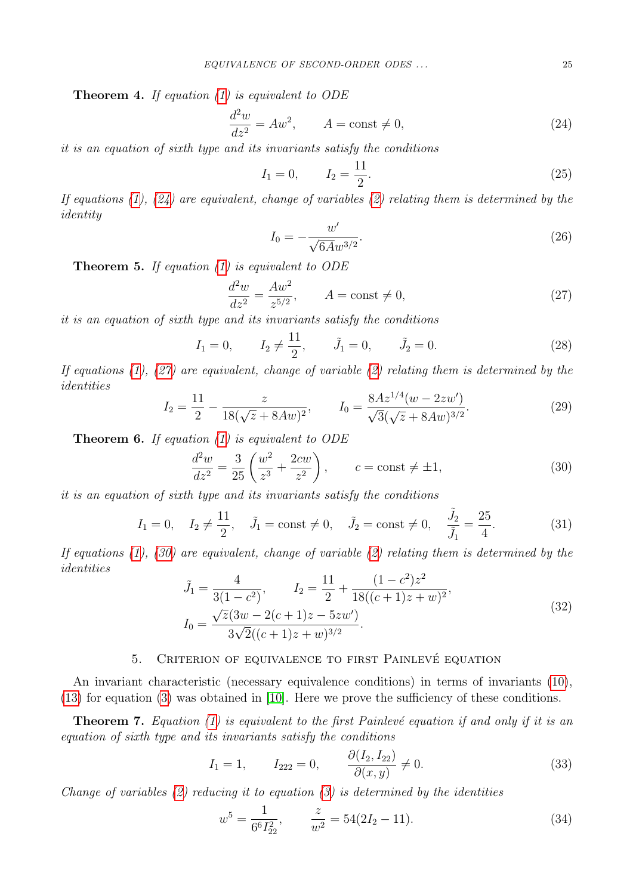**Theorem 4.** *If equation (1) is equivalent to ODE*

$$\frac{d^2w}{dz^2} = Aw^2, \qquad A = \mathrm{const} \neq 0, \tag{24}$$

*it is an equation of sixth type and its invariants satisfy the conditions*

$$I_1 = 0, \qquad I_2 = \frac{11}{2}. \tag{25}$$

*If equations (1), (24) are equivalent, change of variables (2) relating them is determined by the identity*

$$I_0 = -\frac{w'}{\sqrt{6A}w^{3/2}}. \tag{26}$$

**Theorem 5.** *If equation (1) is equivalent to ODE*

$$\frac{d^2w}{dz^2} = \frac{Aw^2}{z^{5/2}}, \qquad A = \mathrm{const} \neq 0, \tag{27}$$

*it is an equation of sixth type and its invariants satisfy the conditions*

$$I_1 = 0, \qquad I_2 \neq \frac{11}{2}, \qquad \tilde{J}_1 = 0, \qquad \tilde{J}_2 = 0. \tag{28}$$

*If equations (1), (27) are equivalent, change of variable (2) relating them is determined by the identities*

$$I_2 = \frac{11}{2} - \frac{z}{18(\sqrt{z} + 8Aw)^2}, \qquad I_0 = \frac{8Az^{1/4}(w - 2zw')}{\sqrt{3}(\sqrt{z} + 8Aw)^{3/2}}. \tag{29}$$

**Theorem 6.** *If equation (1) is equivalent to ODE*

$$\frac{d^2w}{dz^2} = \frac{3}{25}\left(\frac{w^2}{z^3} + \frac{2cw}{z^2}\right), \qquad c = \mathrm{const} \neq \pm 1, \tag{30}$$

*it is an equation of sixth type and its invariants satisfy the conditions*

$$I_1 = 0, \quad I_2 \neq \frac{11}{2}, \quad \tilde{J}_1 = \mathrm{const} \neq 0, \quad \tilde{J}_2 = \mathrm{const} \neq 0, \quad \frac{\tilde{J}_2}{\tilde{J}_1} = \frac{25}{4}. \tag{31}$$

*If equations (1), (30) are equivalent, change of variable (2) relating them is determined by the identities*

$$\begin{gathered} \tilde{J}_1 = \frac{4}{3(1-c^2)}, \qquad I_2 = \frac{11}{2} + \frac{(1-c^2)z^2}{18((c+1)z + w)^2}, \\ I_0 = \frac{\sqrt{z}(3w - 2(c+1)z - 5zw')}{3\sqrt{2}((c+1)z + w)^{3/2}}. \end{gathered} \tag{32}$$

## 5. Criterion of equivalence to first Painlevé equation

An invariant characteristic (necessary equivalence conditions) in terms of invariants (10), (13) for equation (3) was obtained in [10]. Here we prove the sufficiency of these conditions.

**Theorem 7.** *Equation (1) is equivalent to the first Painlevé equation if and only if it is an equation of sixth type and its invariants satisfy the conditions*

$$I_1 = 1, \qquad I_{222} = 0, \qquad \frac{\partial(I_2, I_{22})}{\partial(x, y)} \neq 0. \tag{33}$$

*Change of variables (2) reducing it to equation (3) is determined by the identities*

$$w^5 = \frac{1}{6^6 I_{22}^2}, \qquad \frac{z}{w^2} = 54(2I_2 - 11). \tag{34}$$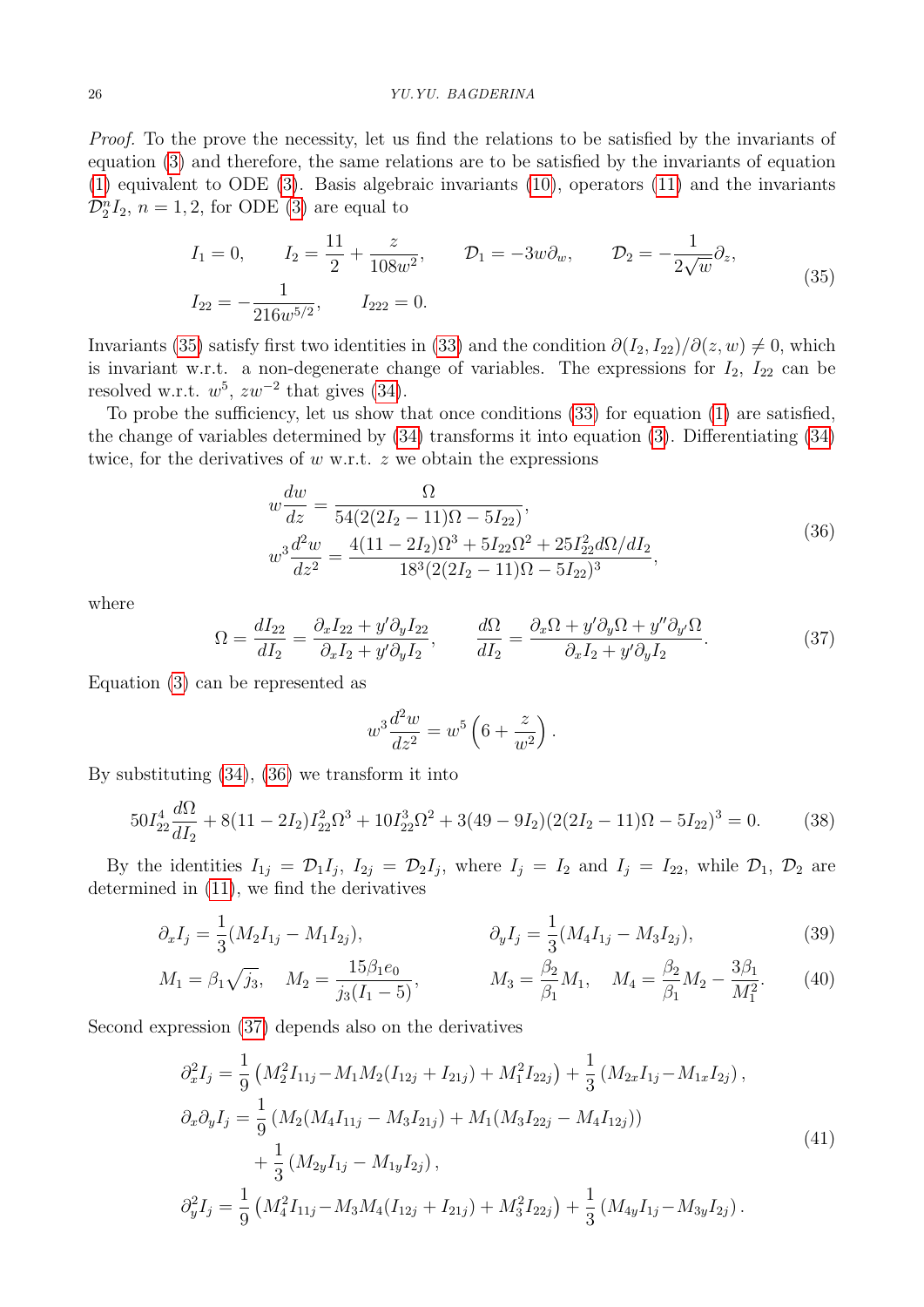*Proof.* To the prove the necessity, let us find the relations to be satisfied by the invariants of equation (3) and therefore, the same relations are to be satisfied by the invariants of equation (1) equivalent to ODE (3). Basis algebraic invariants (10), operators (11) and the invariants $\mathcal{D}_2^n I_2$, $n=1,2$, for ODE (3) are equal to

$$
\begin{aligned}
&I_1 = 0, \qquad I_2 = \frac{11}{2} + \frac{z}{108w^2}, \qquad \mathcal{D}_1 = -3w\partial_w, \qquad \mathcal{D}_2 = -\frac{1}{2\sqrt{w}}\partial_z,\\
&I_{22} = -\frac{1}{216w^{5/2}}, \qquad I_{222} = 0.
\end{aligned}
\tag{35}
$$

Invariants (35) satisfy first two identities in (33) and the condition $\partial(I_2, I_{22})/\partial(z, w) \neq 0$, which is invariant w.r.t. a non-degenerate change of variables. The expressions for $I_2$, $I_{22}$ can be resolved w.r.t. $w^5$, $zw^{-2}$ that gives (34).

To probe the sufficiency, let us show that once conditions (33) for equation (1) are satisfied, the change of variables determined by (34) transforms it into equation (3). Differentiating (34) twice, for the derivatives of $w$ w.r.t. $z$ we obtain the expressions

$$
\begin{aligned}
&w\frac{dw}{dz} = \frac{\Omega}{54(2(2I_2-11)\Omega - 5I_{22})},\\
&w^3\frac{d^2w}{dz^2} = \frac{4(11-2I_2)\Omega^3 + 5I_{22}\Omega^2 + 25I_{22}^2 d\Omega/dI_2}{18^3(2(2I_2-11)\Omega - 5I_{22})^3},
\end{aligned}
\tag{36}
$$

where

$$
\Omega = \frac{dI_{22}}{dI_2} = \frac{\partial_x I_{22} + y'\partial_y I_{22}}{\partial_x I_2 + y'\partial_y I_2}, \qquad \frac{d\Omega}{dI_2} = \frac{\partial_x\Omega + y'\partial_y\Omega + y''\partial_{y'}\Omega}{\partial_x I_2 + y'\partial_y I_2}.
\tag{37}
$$

Equation (3) can be represented as

$$
w^3\frac{d^2w}{dz^2} = w^5\left(6 + \frac{z}{w^2}\right).
$$

By substituting (34), (36) we transform it into

$$
50I_{22}^4\frac{d\Omega}{dI_2} + 8(11-2I_2)I_{22}^2\Omega^3 + 10I_{22}^3\Omega^2 + 3(49-9I_2)(2(2I_2-11)\Omega - 5I_{22})^3 = 0.
\tag{38}
$$

By the identities $I_{1j} = \mathcal{D}_1 I_j$, $I_{2j} = \mathcal{D}_2 I_j$, where $I_j = I_2$ and $I_j = I_{22}$, while $\mathcal{D}_1$, $\mathcal{D}_2$ are determined in (11), we find the derivatives

$$
\partial_x I_j = \frac{1}{3}(M_2 I_{1j} - M_1 I_{2j}), \qquad \partial_y I_j = \frac{1}{3}(M_4 I_{1j} - M_3 I_{2j}),
\tag{39}
$$

$$
M_1 = \beta_1\sqrt{j_3}, \quad M_2 = \frac{15\beta_1 e_0}{j_3(I_1-5)}, \qquad M_3 = \frac{\beta_2}{\beta_1}M_1, \quad M_4 = \frac{\beta_2}{\beta_1}M_2 - \frac{3\beta_1}{M_1^2}.
\tag{40}
$$

Second expression (37) depends also on the derivatives

$$
\begin{aligned}
\partial_x^2 I_j &= \frac{1}{9}\left(M_2^2 I_{11j} - M_1 M_2(I_{12j} + I_{21j}) + M_1^2 I_{22j}\right) + \frac{1}{3}\left(M_{2x} I_{1j} - M_{1x} I_{2j}\right),\\
\partial_x\partial_y I_j &= \frac{1}{9}\left(M_2(M_4 I_{11j} - M_3 I_{21j}) + M_1(M_3 I_{22j} - M_4 I_{12j})\right)\\
&\quad + \frac{1}{3}\left(M_{2y} I_{1j} - M_{1y} I_{2j}\right),\\
\partial_y^2 I_j &= \frac{1}{9}\left(M_4^2 I_{11j} - M_3 M_4(I_{12j} + I_{21j}) + M_3^2 I_{22j}\right) + \frac{1}{3}\left(M_{4y} I_{1j} - M_{3y} I_{2j}\right).
\end{aligned}
\tag{41}
$$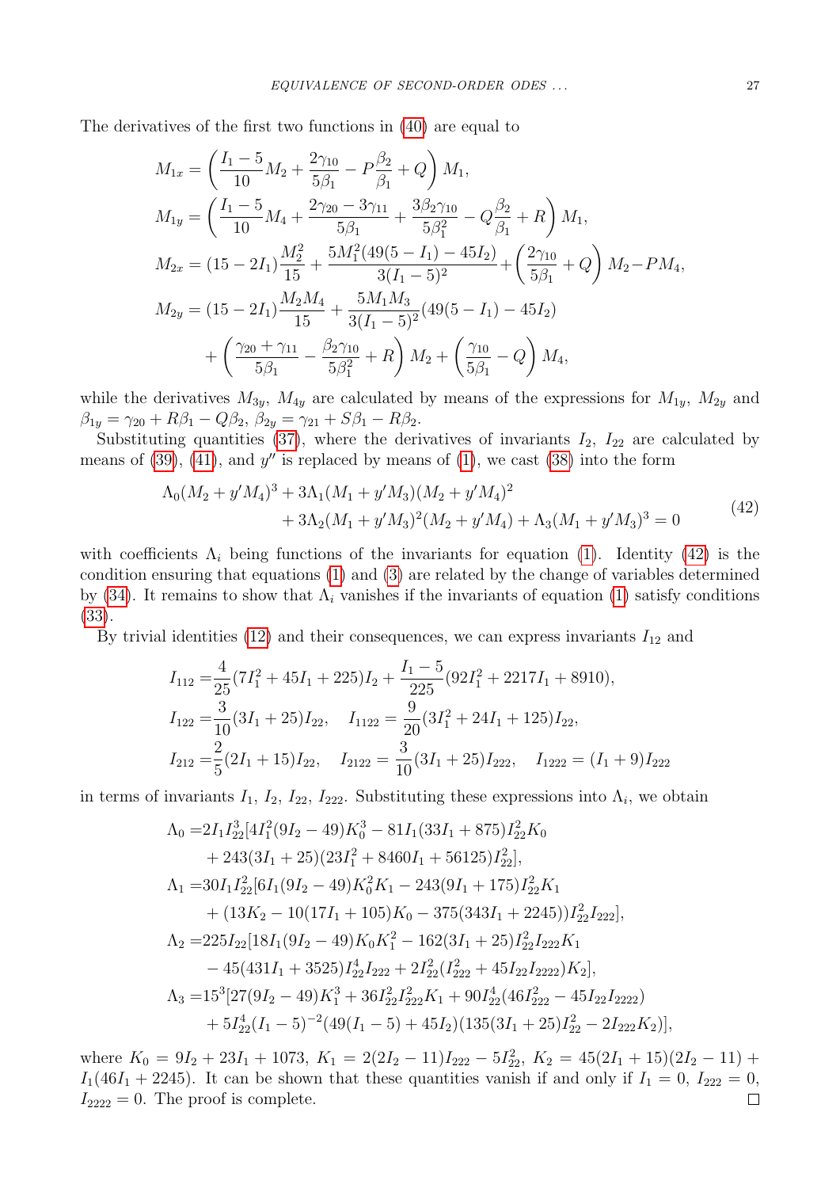The derivatives of the first two functions in (40) are equal to

$$
\begin{aligned}
M_{1x} &= \left(\frac{I_1-5}{10}M_2 + \frac{2\gamma_{10}}{5\beta_1} - P\frac{\beta_2}{\beta_1} + Q\right)M_1,\\
M_{1y} &= \left(\frac{I_1-5}{10}M_4 + \frac{2\gamma_{20}-3\gamma_{11}}{5\beta_1} + \frac{3\beta_2\gamma_{10}}{5\beta_1^2} - Q\frac{\beta_2}{\beta_1} + R\right)M_1,\\
M_{2x} &= (15-2I_1)\frac{M_2^2}{15} + \frac{5M_1^2(49(5-I_1)-45I_2)}{3(I_1-5)^2} + \left(\frac{2\gamma_{10}}{5\beta_1}+Q\right)M_2 - PM_4,\\
M_{2y} &= (15-2I_1)\frac{M_2M_4}{15} + \frac{5M_1M_3}{3(I_1-5)^2}(49(5-I_1)-45I_2)\\
&\quad + \left(\frac{\gamma_{20}+\gamma_{11}}{5\beta_1} - \frac{\beta_2\gamma_{10}}{5\beta_1^2} + R\right)M_2 + \left(\frac{\gamma_{10}}{5\beta_1} - Q\right)M_4,
\end{aligned}
$$

while the derivatives $M_{3y}$, $M_{4y}$ are calculated by means of the expressions for $M_{1y}$, $M_{2y}$ and $\beta_{1y} = \gamma_{20} + R\beta_1 - Q\beta_2$, $\beta_{2y} = \gamma_{21} + S\beta_1 - R\beta_2$.

Substituting quantities (37), where the derivatives of invariants $I_2$, $I_{22}$ are calculated by means of (39), (41), and $y''$ is replaced by means of (1), we cast (38) into the form

$$
\begin{aligned}
\Lambda_0(M_2+y'M_4)^3 + 3\Lambda_1(M_1+y'M_3)(M_2+y'M_4)^2&\\
+ 3\Lambda_2(M_1+y'M_3)^2(M_2+y'M_4) + \Lambda_3(M_1+y'M_3)^3 &= 0
\end{aligned}
\tag{42}
$$

with coefficients $\Lambda_i$ being functions of the invariants for equation (1). Identity (42) is the condition ensuring that equations (1) and (3) are related by the change of variables determined by (34). It remains to show that $\Lambda_i$ vanishes if the invariants of equation (1) satisfy conditions (33).

By trivial identities (12) and their consequences, we can express invariants $I_{12}$ and

$$
\begin{aligned}
I_{112} &= \frac{4}{25}(7I_1^2+45I_1+225)I_2 + \frac{I_1-5}{225}(92I_1^2+2217I_1+8910),\\
I_{122} &= \frac{3}{10}(3I_1+25)I_{22}, \quad I_{1122} = \frac{9}{20}(3I_1^2+24I_1+125)I_{22},\\
I_{212} &= \frac{2}{5}(2I_1+15)I_{22}, \quad I_{2122} = \frac{3}{10}(3I_1+25)I_{222}, \quad I_{1222} = (I_1+9)I_{222}
\end{aligned}
$$

in terms of invariants $I_1$, $I_2$, $I_{22}$, $I_{222}$. Substituting these expressions into $\Lambda_i$, we obtain

$$
\begin{aligned}
\Lambda_0 =& 2I_1I_{22}^3[4I_1^2(9I_2-49)K_0^3 - 81I_1(33I_1+875)I_{22}^2K_0\\
&+ 243(3I_1+25)(23I_1^2+8460I_1+56125)I_{22}^2],\\
\Lambda_1 =& 30I_1I_{22}^2[6I_1(9I_2-49)K_0^2K_1 - 243(9I_1+175)I_{22}^2K_1\\
&+ (13K_2 - 10(17I_1+105)K_0 - 375(343I_1+2245))I_{22}^2I_{222}],\\
\Lambda_2 =& 225I_{22}[18I_1(9I_2-49)K_0K_1^2 - 162(3I_1+25)I_{22}^2I_{222}K_1\\
&- 45(431I_1+3525)I_{22}^4I_{222} + 2I_{22}^2(I_{222}^2+45I_{22}I_{2222})K_2],\\
\Lambda_3 =& 15^3[27(9I_2-49)K_1^3 + 36I_{22}^2I_{222}^2K_1 + 90I_{22}^4(46I_{222}^2-45I_{22}I_{2222})\\
&+ 5I_{22}^4(I_1-5)^{-2}(49(I_1-5)+45I_2)(135(3I_1+25)I_{22}^2 - 2I_{222}K_2)],
\end{aligned}
$$

where $K_0 = 9I_2 + 23I_1 + 1073$, $K_1 = 2(2I_2-11)I_{222} - 5I_{22}^2$, $K_2 = 45(2I_1+15)(2I_2-11) + I_1(46I_1+2245)$. It can be shown that these quantities vanish if and only if $I_1 = 0$, $I_{222} = 0$, $I_{2222} = 0$. The proof is complete. □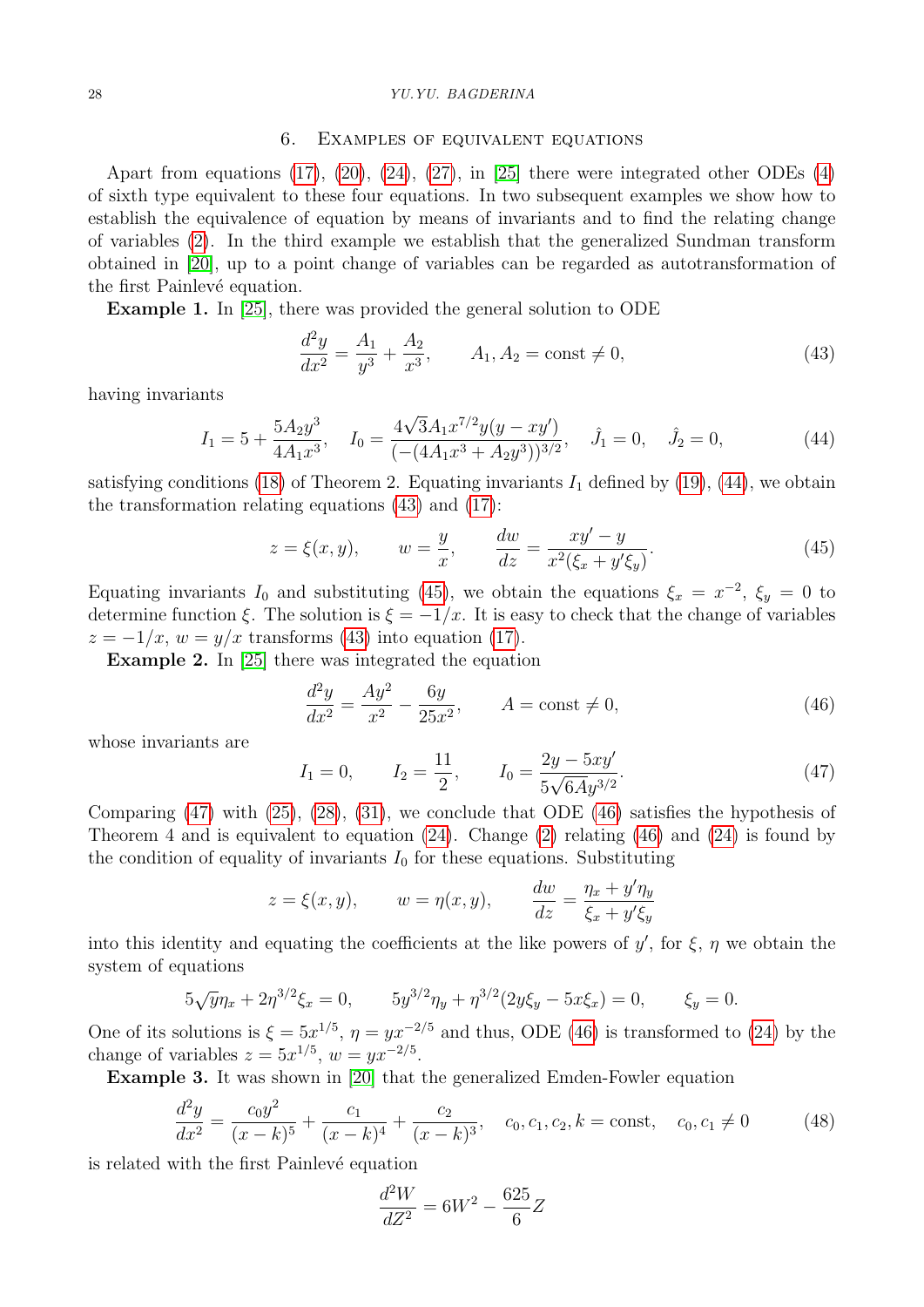## 6. Examples of equivalent equations

Apart from equations (17), (20), (24), (27), in [25] there were integrated other ODEs (4) of sixth type equivalent to these four equations. In two subsequent examples we show how to establish the equivalence of equation by means of invariants and to find the relating change of variables (2). In the third example we establish that the generalized Sundman transform obtained in [20], up to a point change of variables can be regarded as autotransformation of the first Painlevé equation.

**Example 1.** In [25], there was provided the general solution to ODE

$$\frac{d^2y}{dx^2} = \frac{A_1}{y^3} + \frac{A_2}{x^3}, \qquad A_1, A_2 = \text{const} \neq 0, \tag{43}$$

having invariants

$$I_1 = 5 + \frac{5A_2y^3}{4A_1x^3}, \quad I_0 = \frac{4\sqrt{3}A_1x^{7/2}y(y - xy')}{(-(4A_1x^3 + A_2y^3))^{3/2}}, \quad \hat{J}_1 = 0, \quad \hat{J}_2 = 0, \tag{44}$$

satisfying conditions (18) of Theorem 2. Equating invariants $I_1$ defined by (19), (44), we obtain the transformation relating equations (43) and (17):

$$z = \xi(x, y), \qquad w = \frac{y}{x}, \qquad \frac{dw}{dz} = \frac{xy' - y}{x^2(\xi_x + y'\xi_y)}. \tag{45}$$

Equating invariants $I_0$ and substituting (45), we obtain the equations $\xi_x = x^{-2}$, $\xi_y = 0$ to determine function $\xi$. The solution is $\xi = -1/x$. It is easy to check that the change of variables $z = -1/x$, $w = y/x$ transforms (43) into equation (17).

**Example 2.** In [25] there was integrated the equation

$$\frac{d^2y}{dx^2} = \frac{Ay^2}{x^2} - \frac{6y}{25x^2}, \qquad A = \text{const} \neq 0, \tag{46}$$

whose invariants are

$$I_1 = 0, \qquad I_2 = \frac{11}{2}, \qquad I_0 = \frac{2y - 5xy'}{5\sqrt{6A}y^{3/2}}. \tag{47}$$

Comparing (47) with (25), (28), (31), we conclude that ODE (46) satisfies the hypothesis of Theorem 4 and is equivalent to equation (24). Change (2) relating (46) and (24) is found by the condition of equality of invariants $I_0$ for these equations. Substituting

$$z = \xi(x, y), \qquad w = \eta(x, y), \qquad \frac{dw}{dz} = \frac{\eta_x + y'\eta_y}{\xi_x + y'\xi_y}$$

into this identity and equating the coefficients at the like powers of $y'$, for $\xi$, $\eta$ we obtain the system of equations

$$5\sqrt{y}\eta_x + 2\eta^{3/2}\xi_x = 0, \qquad 5y^{3/2}\eta_y + \eta^{3/2}(2y\xi_y - 5x\xi_x) = 0, \qquad \xi_y = 0.$$

One of its solutions is $\xi = 5x^{1/5}$, $\eta = yx^{-2/5}$ and thus, ODE (46) is transformed to (24) by the change of variables $z = 5x^{1/5}$, $w = yx^{-2/5}$.

**Example 3.** It was shown in [20] that the generalized Emden-Fowler equation

$$\frac{d^2y}{dx^2} = \frac{c_0y^2}{(x-k)^5} + \frac{c_1}{(x-k)^4} + \frac{c_2}{(x-k)^3}, \quad c_0, c_1, c_2, k = \text{const}, \quad c_0, c_1 \neq 0 \tag{48}$$

is related with the first Painlevé equation

$$\frac{d^2W}{dZ^2} = 6W^2 - \frac{625}{6}Z$$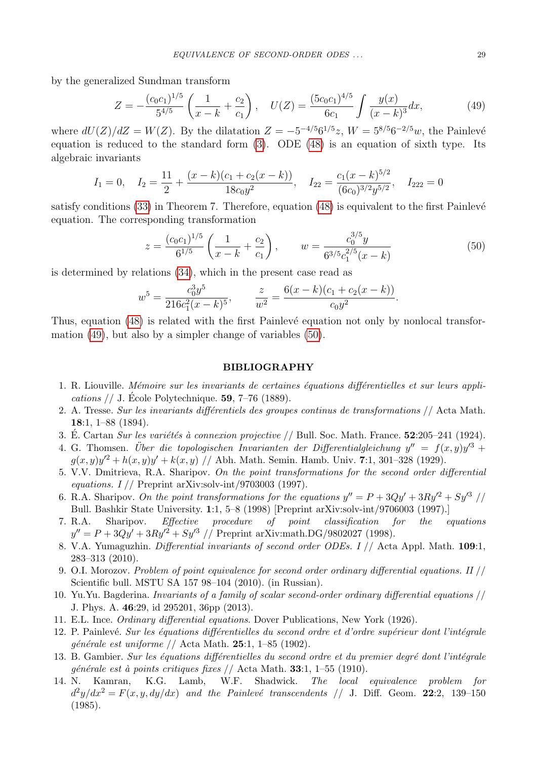by the generalized Sundman transform

$$Z = -\frac{(c_0 c_1)^{1/5}}{5^{4/5}} \left( \frac{1}{x-k} + \frac{c_2}{c_1} \right), \quad U(Z) = \frac{(5c_0c_1)^{4/5}}{6c_1} \int \frac{y(x)}{(x-k)^3} dx, \tag{49}$$

where $dU(Z)/dZ = W(Z)$. By the dilatation $Z = -5^{-4/5}6^{1/5}z$, $W = 5^{8/5}6^{-2/5}w$, the Painlevé equation is reduced to the standard form (3). ODE (48) is an equation of sixth type. Its algebraic invariants

$$I_1 = 0, \quad I_2 = \frac{11}{2} + \frac{(x-k)(c_1 + c_2(x-k))}{18c_0 y^2}, \quad I_{22} = \frac{c_1 (x-k)^{5/2}}{(6c_0)^{3/2} y^{5/2}}, \quad I_{222} = 0$$

satisfy conditions (33) in Theorem 7. Therefore, equation (48) is equivalent to the first Painlevé equation. The corresponding transformation

$$z = \frac{(c_0 c_1)^{1/5}}{6^{1/5}} \left( \frac{1}{x-k} + \frac{c_2}{c_1} \right), \qquad w = \frac{c_0^{3/5} y}{6^{3/5} c_1^{2/5} (x-k)} \tag{50}$$

is determined by relations (34), which in the present case read as

$$w^5 = \frac{c_0^3 y^5}{216 c_1^2 (x-k)^5}, \qquad \frac{z}{w^2} = \frac{6(x-k)(c_1 + c_2(x-k))}{c_0 y^2}.$$

Thus, equation (48) is related with the first Painlevé equation not only by nonlocal transformation (49), but also by a simpler change of variables (50).

## BIBLIOGRAPHY

1. R. Liouville. *Mémoire sur les invariants de certaines équations différentielles et sur leurs applications* // J. École Polytechnique. **59**, 7–76 (1889).
2. A. Tresse. *Sur les invariants différentiels des groupes continus de transformations* // Acta Math. **18**:1, 1–88 (1894).
3. É. Cartan *Sur les variétés à connexion projective* // Bull. Soc. Math. France. **52**:205–241 (1924).
4. G. Thomsen. *Über die topologischen Invarianten der Differentialgleichung $y'' = f(x,y)y'^3 + g(x,y)y'^2 + h(x,y)y' + k(x,y)$* // Abh. Math. Semin. Hamb. Univ. **7**:1, 301–328 (1929).
5. V.V. Dmitrieva, R.A. Sharipov. *On the point transformations for the second order differential equations. I* // Preprint arXiv:solv-int/9703003 (1997).
6. R.A. Sharipov. *On the point transformations for the equations $y'' = P + 3Qy' + 3Ry'^2 + Sy'^3$* // Bull. Bashkir State University. **1**:1, 5–8 (1998) [Preprint arXiv:solv-int/9706003 (1997).]
7. R.A. Sharipov. *Effective procedure of point classification for the equations $y'' = P + 3Qy' + 3Ry'^2 + Sy'^3$* // Preprint arXiv:math.DG/9802027 (1998).
8. V.A. Yumaguzhin. *Differential invariants of second order ODEs. I* // Acta Appl. Math. **109**:1, 283–313 (2010).
9. O.I. Morozov. *Problem of point equivalence for second order ordinary differential equations. II* // Scientific bull. MSTU SA 157 98–104 (2010). (in Russian).
10. Yu.Yu. Bagderina. *Invariants of a family of scalar second-order ordinary differential equations* // J. Phys. A. **46**:29, id 295201, 36pp (2013).
11. E.L. Ince. *Ordinary differential equations*. Dover Publications, New York (1926).
12. P. Painlevé. *Sur les équations différentielles du second ordre et d'ordre supérieur dont l'intégrale générale est uniforme* // Acta Math. **25**:1, 1–85 (1902).
13. B. Gambier. *Sur les équations différentielles du second ordre et du premier degré dont l'intégrale générale est à points critiques fixes* // Acta Math. **33**:1, 1–55 (1910).
14. N. Kamran, K.G. Lamb, W.F. Shadwick. *The local equivalence problem for $d^2y/dx^2 = F(x, y, dy/dx)$ and the Painlevé transcendents* // J. Diff. Geom. **22**:2, 139–150 (1985).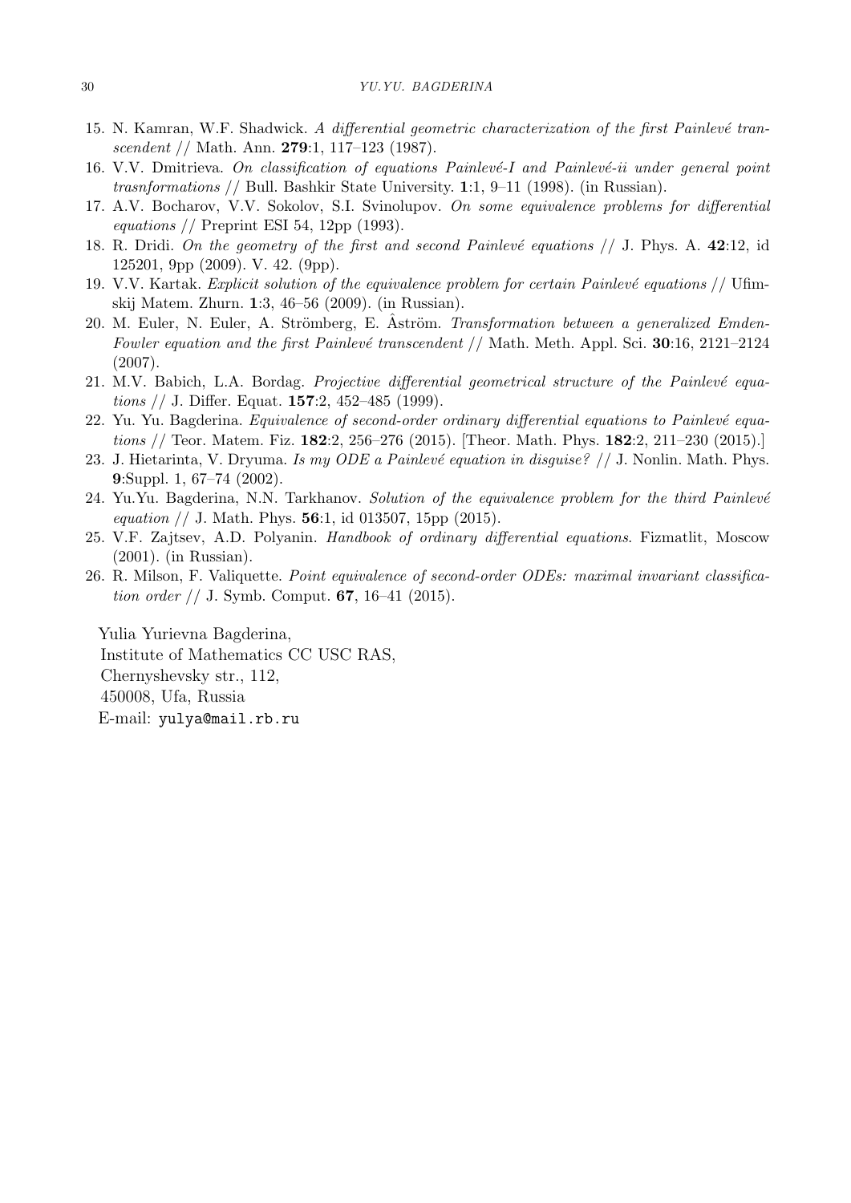15. N. Kamran, W.F. Shadwick. *A differential geometric characterization of the first Painlevé transcendent* // Math. Ann. **279**:1, 117–123 (1987).
16. V.V. Dmitrieva. *On classification of equations Painlevé-I and Painlevé-ii under general point trasnformations* // Bull. Bashkir State University. **1**:1, 9–11 (1998). (in Russian).
17. A.V. Bocharov, V.V. Sokolov, S.I. Svinolupov. *On some equivalence problems for differential equations* // Preprint ESI 54, 12pp (1993).
18. R. Dridi. *On the geometry of the first and second Painlevé equations* // J. Phys. A. **42**:12, id 125201, 9pp (2009). V. 42. (9pp).
19. V.V. Kartak. *Explicit solution of the equivalence problem for certain Painlevé equations* // Ufimskij Matem. Zhurn. **1**:3, 46–56 (2009). (in Russian).
20. M. Euler, N. Euler, A. Strömberg, E. Âström. *Transformation between a generalized Emden-Fowler equation and the first Painlevé transcendent* // Math. Meth. Appl. Sci. **30**:16, 2121–2124 (2007).
21. M.V. Babich, L.A. Bordag. *Projective differential geometrical structure of the Painlevé equations* // J. Differ. Equat. **157**:2, 452–485 (1999).
22. Yu. Yu. Bagderina. *Equivalence of second-order ordinary differential equations to Painlevé equations* // Teor. Matem. Fiz. **182**:2, 256–276 (2015). [Theor. Math. Phys. **182**:2, 211–230 (2015).]
23. J. Hietarinta, V. Dryuma. *Is my ODE a Painlevé equation in disguise?* // J. Nonlin. Math. Phys. **9**:Suppl. 1, 67–74 (2002).
24. Yu.Yu. Bagderina, N.N. Tarkhanov. *Solution of the equivalence problem for the third Painlevé equation* // J. Math. Phys. **56**:1, id 013507, 15pp (2015).
25. V.F. Zajtsev, A.D. Polyanin. *Handbook of ordinary differential equations*. Fizmatlit, Moscow (2001). (in Russian).
26. R. Milson, F. Valiquette. *Point equivalence of second-order ODEs: maximal invariant classification order* // J. Symb. Comput. **67**, 16–41 (2015).

Yulia Yurievna Bagderina,
Institute of Mathematics CC USC RAS,
Chernyshevsky str., 112,
450008, Ufa, Russia
E-mail: yulya@mail.rb.ru